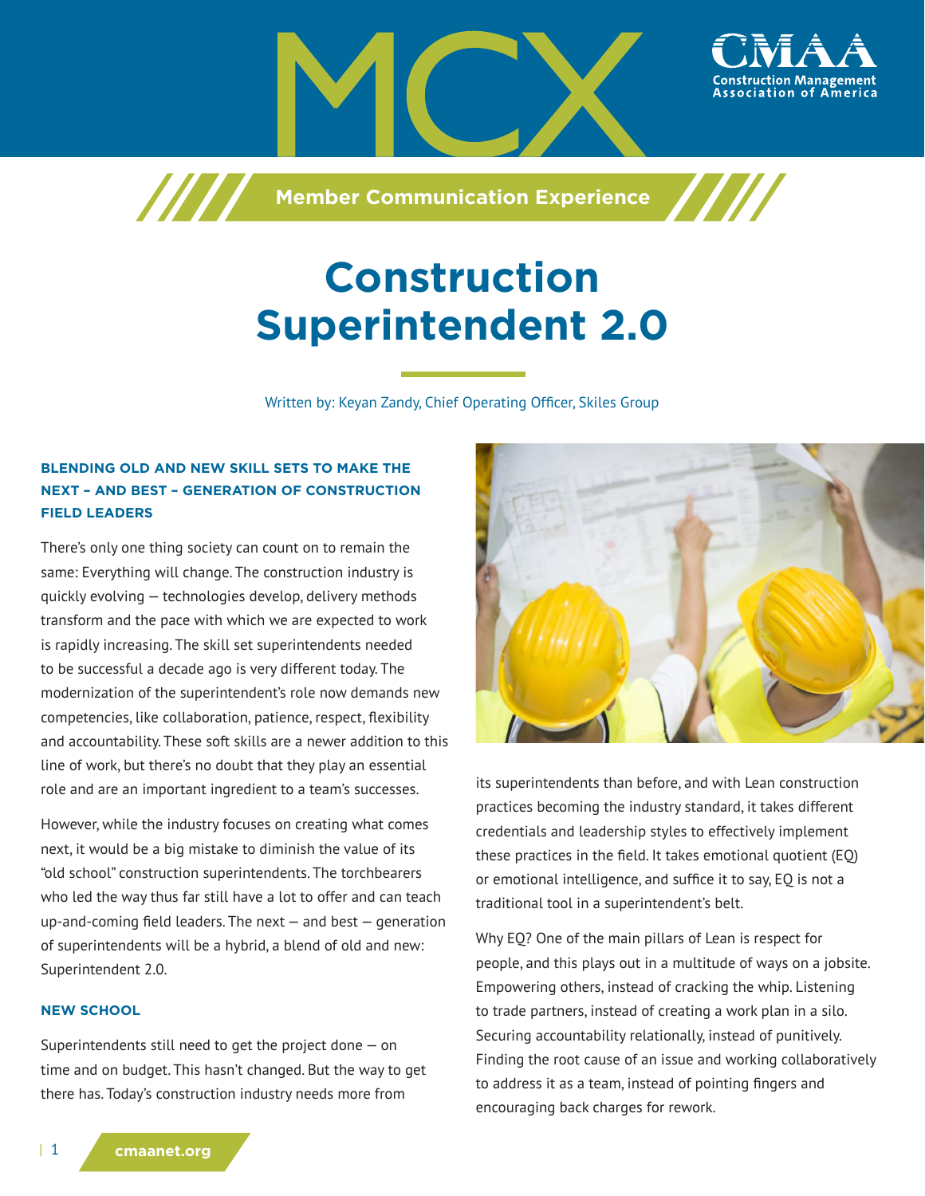# Construction Superintendent 2.0

Written by: Keyan Zandy, Chief Operating Officer, Skiles Group

### BLENDING OLD AND NEW SKILL SETS TO MAKE THE NEXT – AND BEST – GENERATION OF CONSTRUCTION FIELD LEADERS

There's only one thing society can count on to remain the same: Everything will change. The construction industry is quickly evolving — technologies develop, delivery methods transform and the pace with which we are expected to work is rapidly increasing. The skill set superintendents needed to be successful a decade ago is very different today. The modernization of the superintendent's role now demands new competencies, like collaboration, patience, respect, flexibility and accountability. These soft skills are a newer addition to this line of work, but there's no doubt that they play an essential role and are an important ingredient to a team's successes.

However, while the industry focuses on creating what comes next, it would be a big mistake to diminish the value of its "old school" construction superintendents. The torchbearers who led the way thus far still have a lot to offer and can teach up-and-coming field leaders. The next — and best — generation of superintendents will be a hybrid, a blend of old and new: Superintendent 2.0.

### NEW SCHOOL

Superintendents still need to get the project done — on time and on budget. This hasn't changed. But the way to get there has. Today's construction industry needs more from its superintendents than before, and with Lean construction practices becoming the industry standard, it takes different credentials and leadership styles to effectively implement these practices in the field. It takes emotional quotient (EQ) or emotional intelligence, and suffice it to say, EQ is not a traditional tool in a superintendent's belt.

Why EQ? One of the main pillars of Lean is respect for people, and this plays out in a multitude of ways on a jobsite. Empowering others, instead of cracking the whip. Listening to trade partners, instead of creating a work plan in a silo. Securing accountability relationally, instead of punitively. Finding the root cause of an issue and working collaboratively to address it as a team, instead of pointing fingers and encouraging back charges for rework.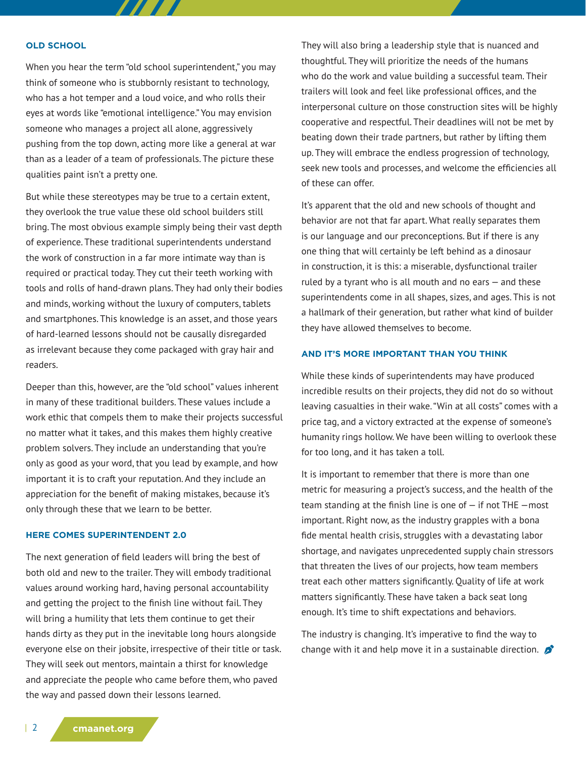### OLD SCHOOL

When you hear the term "old school superintendent," you may think of someone who is stubbornly resistant to technology, who has a hot temper and a loud voice, and who rolls their eyes at words like "emotional intelligence." You may envision someone who manages a project all alone, aggressively pushing from the top down, acting more like a general at war than as a leader of a team of professionals. The picture these qualities paint isn't a pretty one.

But while these stereotypes may be true to a certain extent, they overlook the true value these old school builders still bring. The most obvious example simply being their vast depth of experience. These traditional superintendents understand the work of construction in a far more intimate way than is required or practical today. They cut their teeth working with tools and rolls of hand-drawn plans. They had only their bodies and minds, working without the luxury of computers, tablets and smartphones. This knowledge is an asset, and those years of hard-learned lessons should not be causally disregarded as irrelevant because they come packaged with gray hair and readers.

Deeper than this, however, are the "old school" values inherent in many of these traditional builders. These values include a work ethic that compels them to make their projects successful no matter what it takes, and this makes them highly creative problem solvers. They include an understanding that you're only as good as your word, that you lead by example, and how important it is to craft your reputation. And they include an appreciation for the benefit of making mistakes, because it's only through these that we learn to be better.

### HERE COMES SUPERINTENDENT 2.0

The next generation of field leaders will bring the best of both old and new to the trailer. They will embody traditional values around working hard, having personal accountability and getting the project to the finish line without fail. They will bring a humility that lets them continue to get their hands dirty as they put in the inevitable long hours alongside everyone else on their jobsite, irrespective of their title or task. They will seek out mentors, maintain a thirst for knowledge and appreciate the people who came before them, who paved the way and passed down their lessons learned.

They will also bring a leadership style that is nuanced and thoughtful. They will prioritize the needs of the humans who do the work and value building a successful team. Their trailers will look and feel like professional offices, and the interpersonal culture on those construction sites will be highly cooperative and respectful. Their deadlines will not be met by beating down their trade partners, but rather by lifting them up. They will embrace the endless progression of technology, seek new tools and processes, and welcome the efficiencies all of these can offer.

It's apparent that the old and new schools of thought and behavior are not that far apart. What really separates them is our language and our preconceptions. But if there is any one thing that will certainly be left behind as a dinosaur in construction, it is this: a miserable, dysfunctional trailer ruled by a tyrant who is all mouth and no ears — and these superintendents come in all shapes, sizes, and ages. This is not a hallmark of their generation, but rather what kind of builder they have allowed themselves to become.

### AND IT'S MORE IMPORTANT THAN YOU THINK

While these kinds of superintendents may have produced incredible results on their projects, they did not do so without leaving casualties in their wake. "Win at all costs" comes with a price tag, and a victory extracted at the expense of someone's humanity rings hollow. We have been willing to overlook these for too long, and it has taken a toll.

It is important to remember that there is more than one metric for measuring a project's success, and the health of the team standing at the finish line is one of — if not THE —most important. Right now, as the industry grapples with a bona fide mental health crisis, struggles with a devastating labor shortage, and navigates unprecedented supply chain stressors that threaten the lives of our projects, how team members treat each other matters significantly. Quality of life at work matters significantly. These have taken a back seat long enough. It's time to shift expectations and behaviors.

The industry is changing. It's imperative to find the way to change with it and help move it in a sustainable direction.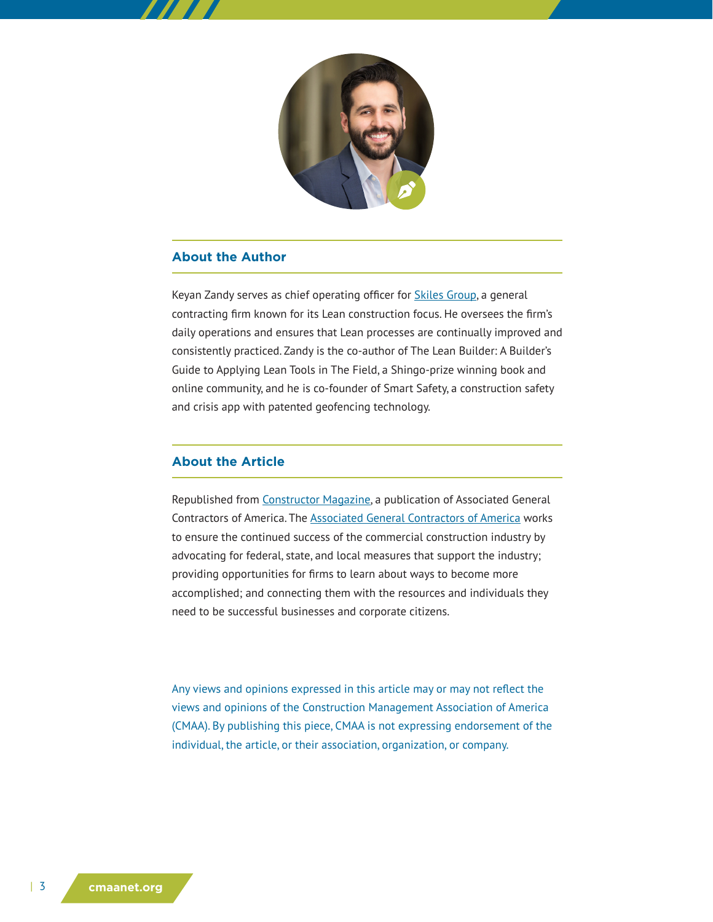## About the Author

Keyan Zandy serves as chief operating officer for Skiles Group, a general contracting firm known for its Lean construction focus. He oversees the firm's daily operations and ensures that Lean processes are continually improved and consistently practiced. Zandy is the co-author of The Lean Builder: A Builder's Guide to Applying Lean Tools in The Field, a Shingo-prize winning book and online community, and he is co-founder of Smart Safety, a construction safety and crisis app with patented geofencing technology.

## About the Article

Republished from Constructor Magazine, a publication of Associated General Contractors of America. The Associated General Contractors of America works to ensure the continued success of the commercial construction industry by advocating for federal, state, and local measures that support the industry; providing opportunities for firms to learn about ways to become more accomplished; and connecting them with the resources and individuals they need to be successful businesses and corporate citizens.

Any views and opinions expressed in this article may or may not reflect the views and opinions of the Construction Management Association of America (CMAA). By publishing this piece, CMAA is not expressing endorsement of the individual, the article, or their association, organization, or company.